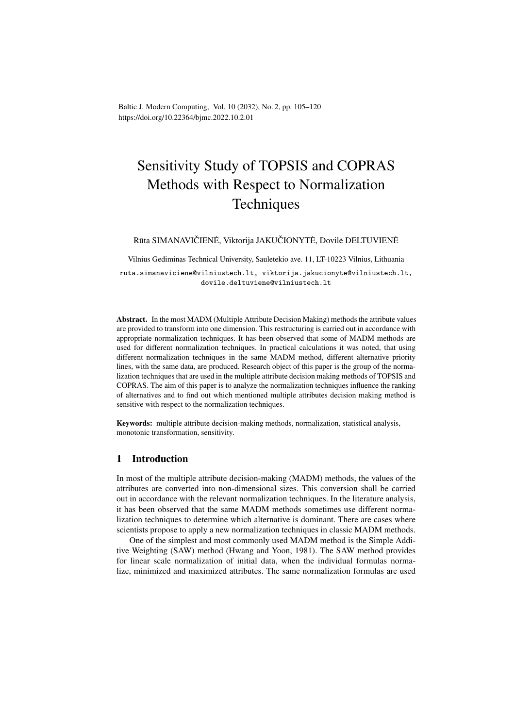Baltic J. Modern Computing, Vol. 10 (2032), No. 2, pp. 105–120
https://doi.org/10.22364/bjmc.2022.10.2.01

# Sensitivity Study of TOPSIS and COPRAS Methods with Respect to Normalization Techniques

Rūta SIMANAVIČIENĖ, Viktorija JAKUČIONYTĖ, Dovilė DELTUVIENĖ

Vilnius Gediminas Technical University, Sauletekio ave. 11, LT-10223 Vilnius, Lithuania

ruta.simanaviciene@vilniustech.lt, viktorija.jakucionyte@vilniustech.lt, dovile.deltuviene@vilniustech.lt

**Abstract.** In the most MADM (Multiple Attribute Decision Making) methods the attribute values are provided to transform into one dimension. This restructuring is carried out in accordance with appropriate normalization techniques. It has been observed that some of MADM methods are used for different normalization techniques. In practical calculations it was noted, that using different normalization techniques in the same MADM method, different alternative priority lines, with the same data, are produced. Research object of this paper is the group of the normalization techniques that are used in the multiple attribute decision making methods of TOPSIS and COPRAS. The aim of this paper is to analyze the normalization techniques influence the ranking of alternatives and to find out which mentioned multiple attributes decision making method is sensitive with respect to the normalization techniques.

**Keywords:** multiple attribute decision-making methods, normalization, statistical analysis, monotonic transformation, sensitivity.

## 1 Introduction

In most of the multiple attribute decision-making (MADM) methods, the values of the attributes are converted into non-dimensional sizes. This conversion shall be carried out in accordance with the relevant normalization techniques. In the literature analysis, it has been observed that the same MADM methods sometimes use different normalization techniques to determine which alternative is dominant. There are cases where scientists propose to apply a new normalization techniques in classic MADM methods.

One of the simplest and most commonly used MADM method is the Simple Additive Weighting (SAW) method (Hwang and Yoon, 1981). The SAW method provides for linear scale normalization of initial data, when the individual formulas normalize, minimized and maximized attributes. The same normalization formulas are used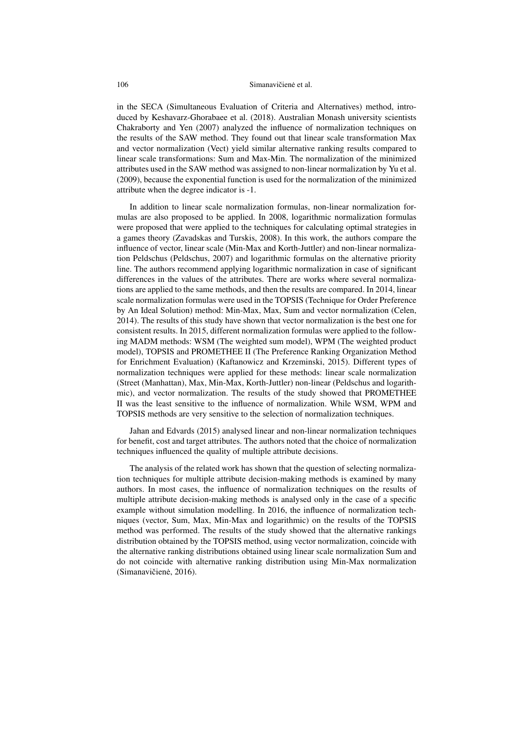in the SECA (Simultaneous Evaluation of Criteria and Alternatives) method, introduced by Keshavarz-Ghorabaee et al. (2018). Australian Monash university scientists Chakraborty and Yen (2007) analyzed the influence of normalization techniques on the results of the SAW method. They found out that linear scale transformation Max and vector normalization (Vect) yield similar alternative ranking results compared to linear scale transformations: Sum and Max-Min. The normalization of the minimized attributes used in the SAW method was assigned to non-linear normalization by Yu et al. (2009), because the exponential function is used for the normalization of the minimized attribute when the degree indicator is -1.

In addition to linear scale normalization formulas, non-linear normalization formulas are also proposed to be applied. In 2008, logarithmic normalization formulas were proposed that were applied to the techniques for calculating optimal strategies in a games theory (Zavadskas and Turskis, 2008). In this work, the authors compare the influence of vector, linear scale (Min-Max and Korth-Juttler) and non-linear normalization Peldschus (Peldschus, 2007) and logarithmic formulas on the alternative priority line. The authors recommend applying logarithmic normalization in case of significant differences in the values of the attributes. There are works where several normalizations are applied to the same methods, and then the results are compared. In 2014, linear scale normalization formulas were used in the TOPSIS (Technique for Order Preference by An Ideal Solution) method: Min-Max, Max, Sum and vector normalization (Celen, 2014). The results of this study have shown that vector normalization is the best one for consistent results. In 2015, different normalization formulas were applied to the following MADM methods: WSM (The weighted sum model), WPM (The weighted product model), TOPSIS and PROMETHEE II (The Preference Ranking Organization Method for Enrichment Evaluation) (Kaftanowicz and Krzeminski, 2015). Different types of normalization techniques were applied for these methods: linear scale normalization (Street (Manhattan), Max, Min-Max, Korth-Juttler) non-linear (Peldschus and logarithmic), and vector normalization. The results of the study showed that PROMETHEE II was the least sensitive to the influence of normalization. While WSM, WPM and TOPSIS methods are very sensitive to the selection of normalization techniques.

Jahan and Edvards (2015) analysed linear and non-linear normalization techniques for benefit, cost and target attributes. The authors noted that the choice of normalization techniques influenced the quality of multiple attribute decisions.

The analysis of the related work has shown that the question of selecting normalization techniques for multiple attribute decision-making methods is examined by many authors. In most cases, the influence of normalization techniques on the results of multiple attribute decision-making methods is analysed only in the case of a specific example without simulation modelling. In 2016, the influence of normalization techniques (vector, Sum, Max, Min-Max and logarithmic) on the results of the TOPSIS method was performed. The results of the study showed that the alternative rankings distribution obtained by the TOPSIS method, using vector normalization, coincide with the alternative ranking distributions obtained using linear scale normalization Sum and do not coincide with alternative ranking distribution using Min-Max normalization (Simanavičienė, 2016).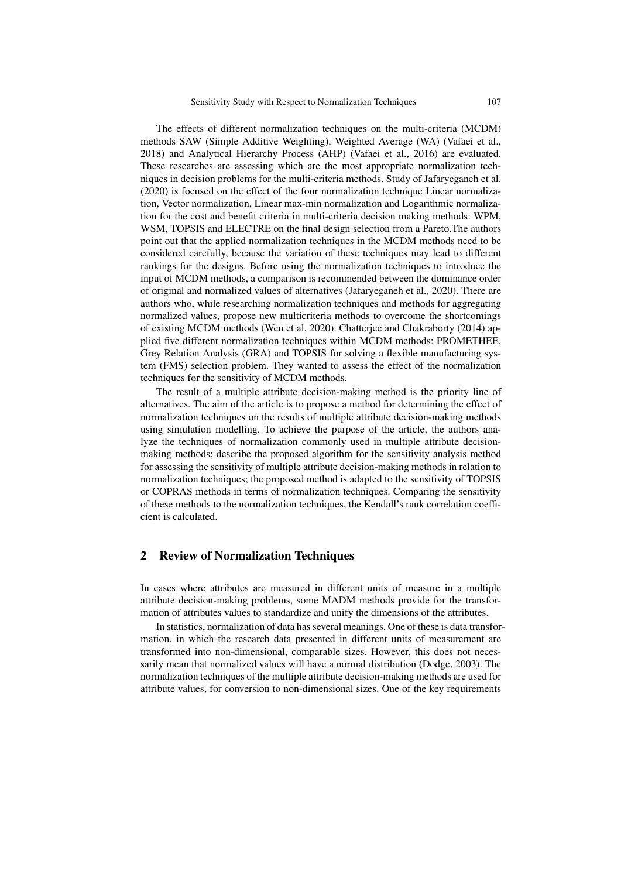The effects of different normalization techniques on the multi-criteria (MCDM) methods SAW (Simple Additive Weighting), Weighted Average (WA) (Vafaei et al., 2018) and Analytical Hierarchy Process (AHP) (Vafaei et al., 2016) are evaluated. These researches are assessing which are the most appropriate normalization techniques in decision problems for the multi-criteria methods. Study of Jafaryeganeh et al. (2020) is focused on the effect of the four normalization technique Linear normalization, Vector normalization, Linear max-min normalization and Logarithmic normalization for the cost and benefit criteria in multi-criteria decision making methods: WPM, WSM, TOPSIS and ELECTRE on the final design selection from a Pareto.The authors point out that the applied normalization techniques in the MCDM methods need to be considered carefully, because the variation of these techniques may lead to different rankings for the designs. Before using the normalization techniques to introduce the input of MCDM methods, a comparison is recommended between the dominance order of original and normalized values of alternatives (Jafaryeganeh et al., 2020). There are authors who, while researching normalization techniques and methods for aggregating normalized values, propose new multicriteria methods to overcome the shortcomings of existing MCDM methods (Wen et al, 2020). Chatterjee and Chakraborty (2014) applied five different normalization techniques within MCDM methods: PROMETHEE, Grey Relation Analysis (GRA) and TOPSIS for solving a flexible manufacturing system (FMS) selection problem. They wanted to assess the effect of the normalization techniques for the sensitivity of MCDM methods.

The result of a multiple attribute decision-making method is the priority line of alternatives. The aim of the article is to propose a method for determining the effect of normalization techniques on the results of multiple attribute decision-making methods using simulation modelling. To achieve the purpose of the article, the authors analyze the techniques of normalization commonly used in multiple attribute decision-making methods; describe the proposed algorithm for the sensitivity analysis method for assessing the sensitivity of multiple attribute decision-making methods in relation to normalization techniques; the proposed method is adapted to the sensitivity of TOPSIS or COPRAS methods in terms of normalization techniques. Comparing the sensitivity of these methods to the normalization techniques, the Kendall's rank correlation coefficient is calculated.

## 2 Review of Normalization Techniques

In cases where attributes are measured in different units of measure in a multiple attribute decision-making problems, some MADM methods provide for the transformation of attributes values to standardize and unify the dimensions of the attributes.

In statistics, normalization of data has several meanings. One of these is data transformation, in which the research data presented in different units of measurement are transformed into non-dimensional, comparable sizes. However, this does not necessarily mean that normalized values will have a normal distribution (Dodge, 2003). The normalization techniques of the multiple attribute decision-making methods are used for attribute values, for conversion to non-dimensional sizes. One of the key requirements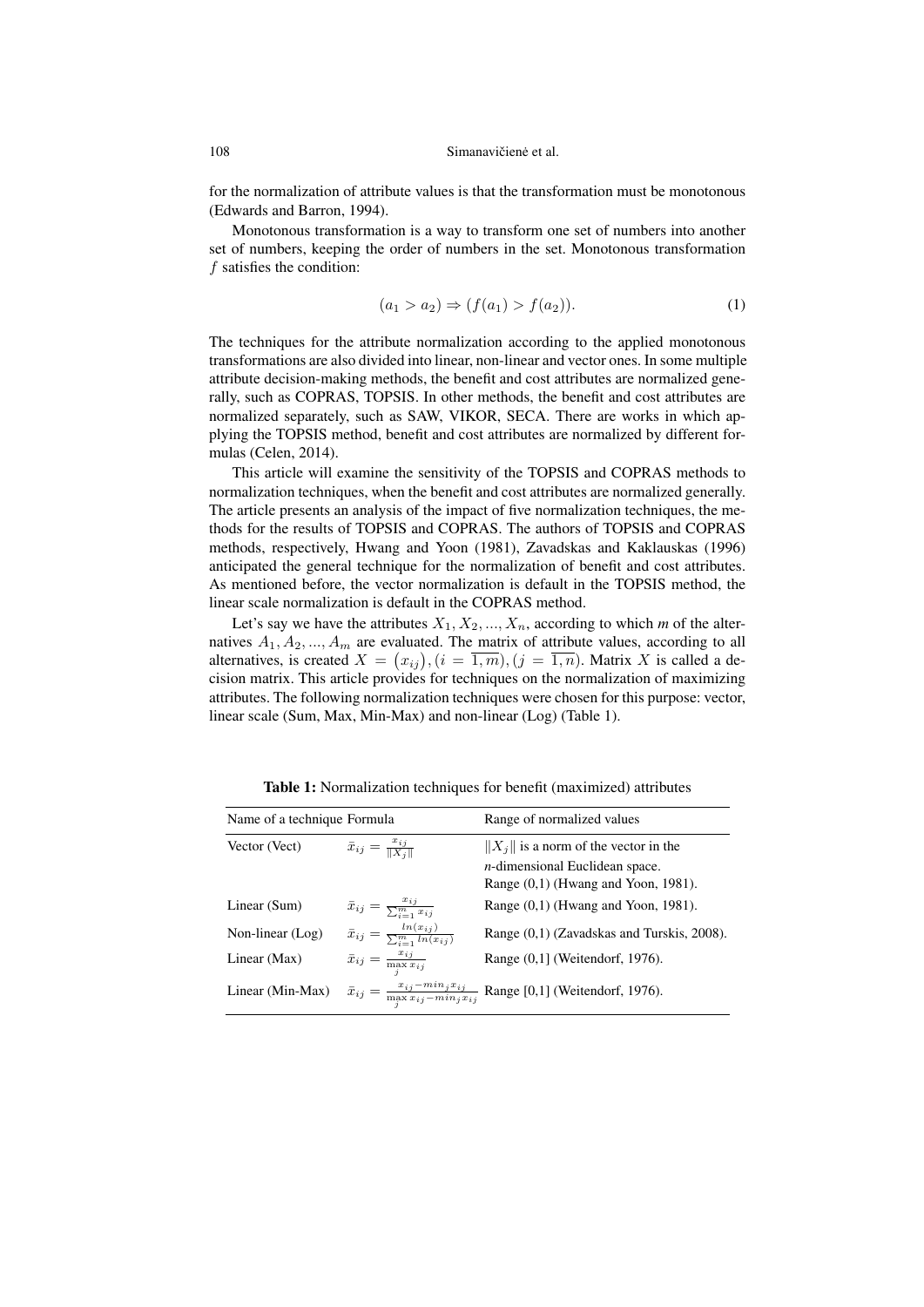for the normalization of attribute values is that the transformation must be monotonous (Edwards and Barron, 1994).

Monotonous transformation is a way to transform one set of numbers into another set of numbers, keeping the order of numbers in the set. Monotonous transformation $f$ satisfies the condition:

$$(a_1 > a_2) \Rightarrow (f(a_1) > f(a_2)). \tag{1}$$

The techniques for the attribute normalization according to the applied monotonous transformations are also divided into linear, non-linear and vector ones. In some multiple attribute decision-making methods, the benefit and cost attributes are normalized generally, such as COPRAS, TOPSIS. In other methods, the benefit and cost attributes are normalized separately, such as SAW, VIKOR, SECA. There are works in which applying the TOPSIS method, benefit and cost attributes are normalized by different formulas (Celen, 2014).

This article will examine the sensitivity of the TOPSIS and COPRAS methods to normalization techniques, when the benefit and cost attributes are normalized generally. The article presents an analysis of the impact of five normalization techniques, the methods for the results of TOPSIS and COPRAS. The authors of TOPSIS and COPRAS methods, respectively, Hwang and Yoon (1981), Zavadskas and Kaklauskas (1996) anticipated the general technique for the normalization of benefit and cost attributes. As mentioned before, the vector normalization is default in the TOPSIS method, the linear scale normalization is default in the COPRAS method.

Let's say we have the attributes $X_1, X_2, ..., X_n$, according to which *m* of the alternatives $A_1, A_2, ..., A_m$ are evaluated. The matrix of attribute values, according to all alternatives, is created $X = (x_{ij}), (i = \overline{1, m}), (j = \overline{1, n})$. Matrix $X$ is called a decision matrix. This article provides for techniques on the normalization of maximizing attributes. The following normalization techniques were chosen for this purpose: vector, linear scale (Sum, Max, Min-Max) and non-linear (Log) (Table 1).

**Table 1:** Normalization techniques for benefit (maximized) attributes

| Name of a technique | Formula | Range of normalized values |
|---|---|---|
| Vector (Vect) | $\bar{x}_{ij} = \frac{x_{ij}}{\|X_j\|}$ | $\|X_j\|$ is a norm of the vector in the *n*-dimensional Euclidean space. Range (0,1) (Hwang and Yoon, 1981). |
| Linear (Sum) | $\bar{x}_{ij} = \frac{x_{ij}}{\sum_{i=1}^{m} x_{ij}}$ | Range (0,1) (Hwang and Yoon, 1981). |
| Non-linear (Log) | $\bar{x}_{ij} = \frac{ln(x_{ij})}{\sum_{i=1}^{m} ln(x_{ij})}$ | Range (0,1) (Zavadskas and Turskis, 2008). |
| Linear (Max) | $\bar{x}_{ij} = \frac{x_{ij}}{\max_j x_{ij}}$ | Range (0,1] (Weitendorf, 1976). |
| Linear (Min-Max) | $\bar{x}_{ij} = \frac{x_{ij} - min_j x_{ij}}{\max_j x_{ij} - min_j x_{ij}}$ | Range [0,1] (Weitendorf, 1976). |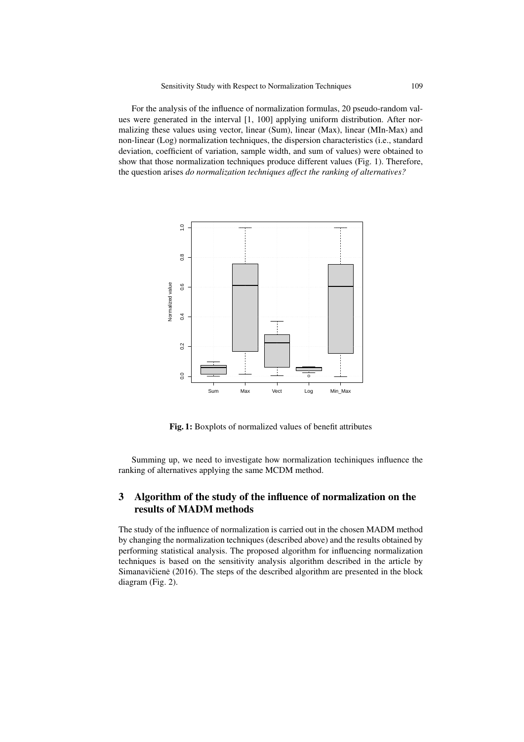For the analysis of the influence of normalization formulas, 20 pseudo-random values were generated in the interval [1, 100] applying uniform distribution. After normalizing these values using vector, linear (Sum), linear (Max), linear (MIn-Max) and non-linear (Log) normalization techniques, the dispersion characteristics (i.e., standard deviation, coefficient of variation, sample width, and sum of values) were obtained to show that those normalization techniques produce different values (Fig. 1). Therefore, the question arises *do normalization techniques affect the ranking of alternatives?*

Normalized value

0.0
0.2
0.4
0.6
0.8
1.0

Sum
Max
Vect
Log
Min_Max

**Fig. 1:** Boxplots of normalized values of benefit attributes

Summing up, we need to investigate how normalization techiniques influence the ranking of alternatives applying the same MCDM method.

## 3 Algorithm of the study of the influence of normalization on the results of MADM methods

The study of the influence of normalization is carried out in the chosen MADM method by changing the normalization techniques (described above) and the results obtained by performing statistical analysis. The proposed algorithm for influencing normalization techniques is based on the sensitivity analysis algorithm described in the article by Simanavičienė (2016). The steps of the described algorithm are presented in the block diagram (Fig. 2).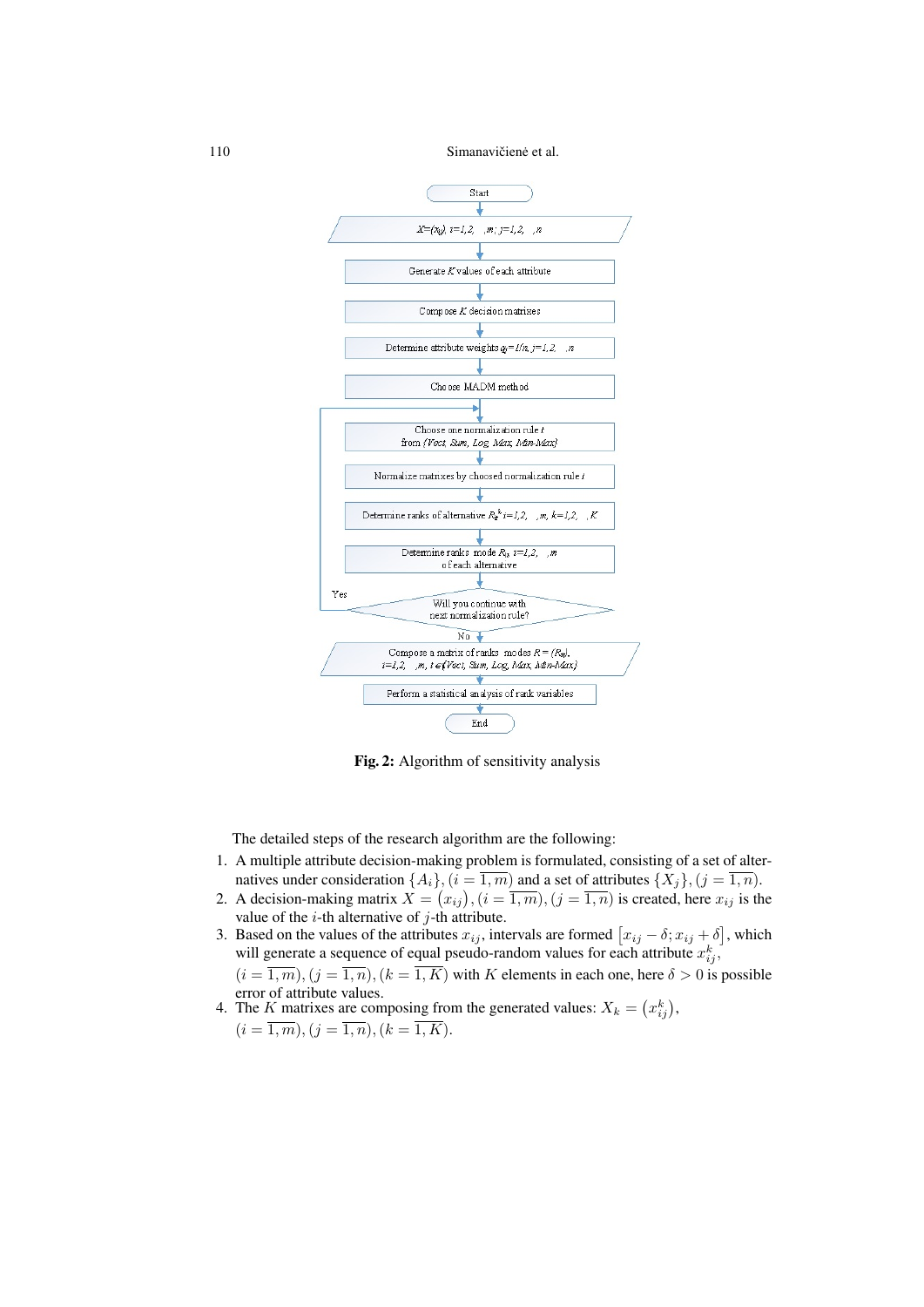Start

$X=(x_{ij}),\ i=1,2,\ldots,m;\ j=1,2,\ldots,n$

Generate $K$ values of each attribute

Compose $K$ decision matrixes

Determine attribute weights $q_j=1/n,\ j=1,2,\ldots,n$

Choose MADM method

Choose one normalization rule $t$ from {Vect, Sum, Log, Max, Min-Max}

Normalize matrixes by choosed normalization rule $t$

Determine ranks of alternative $R_i^k\ i=1,2,\ldots,m,\ k=1,2,\ldots,K$

Determine ranks mode $R_i\ i=1,2,\ldots,m$ of each alternative

Will you continue with next normalization rule?

Yes

No

Compose a matrix of ranks modes $R=(R_{it})$, $i=1,2,\ldots,m,\ t\in${Vect, Sum, Log, Max, Min-Max}

Perform a statistical analysis of rank variables

End

**Fig. 2:** Algorithm of sensitivity analysis

The detailed steps of the research algorithm are the following:

1. A multiple attribute decision-making problem is formulated, consisting of a set of alternatives under consideration $\{A_i\}, (i=\overline{1,m})$ and a set of attributes $\{X_j\}, (j=\overline{1,n})$.
2. A decision-making matrix $X=\left(x_{ij}\right), (i=\overline{1,m}), (j=\overline{1,n})$ is created, here $x_{ij}$ is the value of the $i$-th alternative of $j$-th attribute.
3. Based on the values of the attributes $x_{ij}$, intervals are formed $\left[x_{ij}-\delta; x_{ij}+\delta\right]$, which will generate a sequence of equal pseudo-random values for each attribute $x_{ij}^k$, $(i=\overline{1,m}), (j=\overline{1,n}), (k=\overline{1,K})$ with $K$ elements in each one, here $\delta>0$ is possible error of attribute values.
4. The $K$ matrixes are composing from the generated values: $X_k=\left(x_{ij}^k\right)$, $(i=\overline{1,m}), (j=\overline{1,n}), (k=\overline{1,K})$.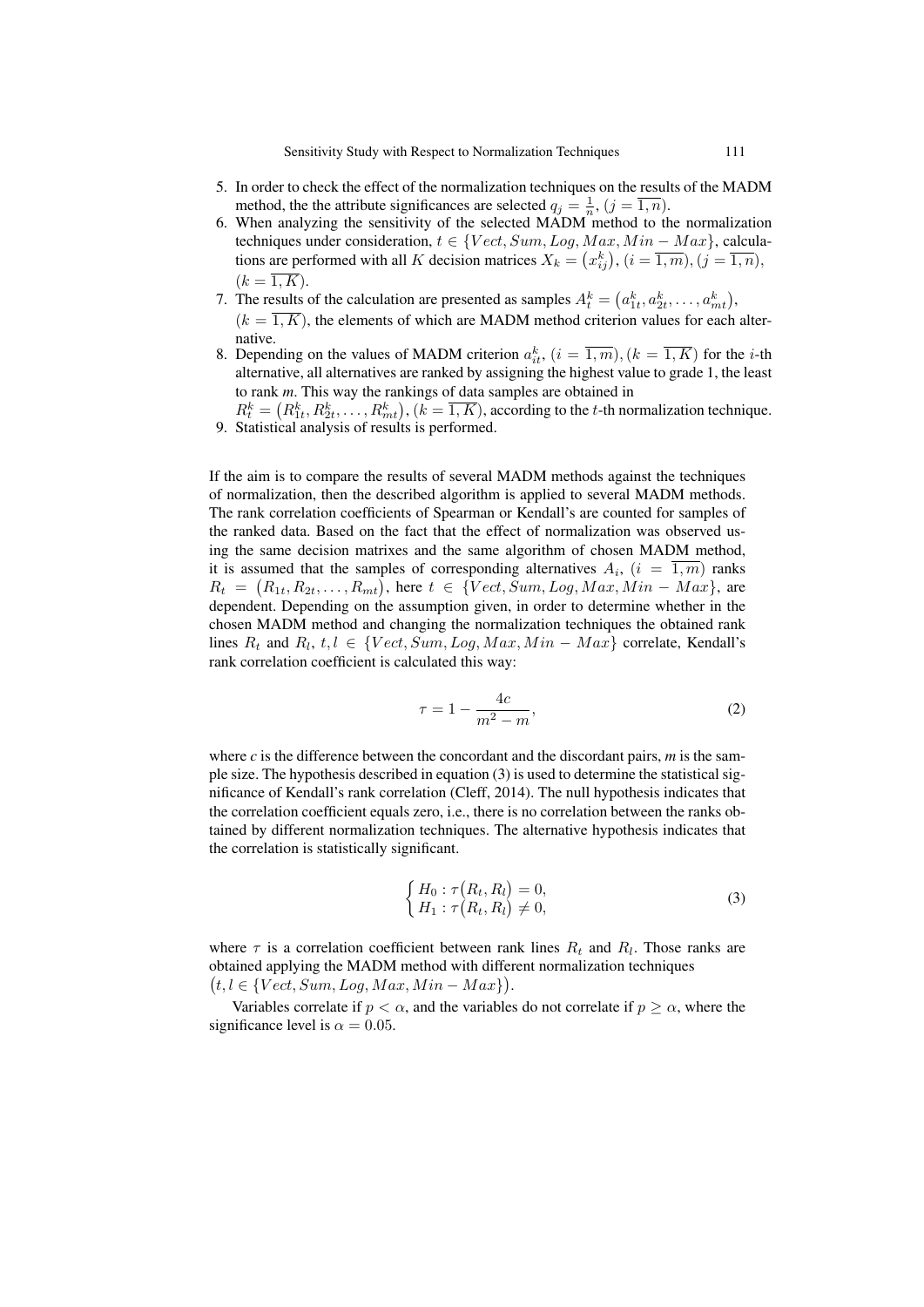5. In order to check the effect of the normalization techniques on the results of the MADM method, the the attribute significances are selected $q_j = \frac{1}{n}$, $(j = \overline{1,n})$.
6. When analyzing the sensitivity of the selected MADM method to the normalization techniques under consideration, $t \in \{Vect, Sum, Log, Max, Min - Max\}$, calculations are performed with all $K$ decision matrices $X_k = \left(x_{ij}^k\right)$, $(i = \overline{1,m})$, $(j = \overline{1,n})$, $(k = \overline{1,K})$.
7. The results of the calculation are presented as samples $A_t^k = \left(a_{1t}^k, a_{2t}^k, \ldots, a_{mt}^k\right)$, $(k = \overline{1,K})$, the elements of which are MADM method criterion values for each alternative.
8. Depending on the values of MADM criterion $a_{it}^k$, $(i = \overline{1,m}), (k = \overline{1,K})$ for the $i$-th alternative, all alternatives are ranked by assigning the highest value to grade 1, the least to rank *m*. This way the rankings of data samples are obtained in $R_t^k = \left(R_{1t}^k, R_{2t}^k, \ldots, R_{mt}^k\right)$, $(k = \overline{1,K})$, according to the $t$-th normalization technique.
9. Statistical analysis of results is performed.

If the aim is to compare the results of several MADM methods against the techniques of normalization, then the described algorithm is applied to several MADM methods. The rank correlation coefficients of Spearman or Kendall's are counted for samples of the ranked data. Based on the fact that the effect of normalization was observed using the same decision matrixes and the same algorithm of chosen MADM method, it is assumed that the samples of corresponding alternatives $A_i$, $(i = \overline{1,m})$ ranks $R_t = \left(R_{1t}, R_{2t}, \ldots, R_{mt}\right)$, here $t \in \{Vect, Sum, Log, Max, Min - Max\}$, are dependent. Depending on the assumption given, in order to determine whether in the chosen MADM method and changing the normalization techniques the obtained rank lines $R_t$ and $R_l$, $t, l \in \{Vect, Sum, Log, Max, Min - Max\}$ correlate, Kendall's rank correlation coefficient is calculated this way:

$$\tau = 1 - \frac{4c}{m^2 - m}, \tag{2}$$

where *c* is the difference between the concordant and the discordant pairs, *m* is the sample size. The hypothesis described in equation (3) is used to determine the statistical significance of Kendall's rank correlation (Cleff, 2014). The null hypothesis indicates that the correlation coefficient equals zero, i.e., there is no correlation between the ranks obtained by different normalization techniques. The alternative hypothesis indicates that the correlation is statistically significant.

$$\begin{cases} H_0 : \tau\left(R_t, R_l\right) = 0, \\ H_1 : \tau\left(R_t, R_l\right) \neq 0, \end{cases} \tag{3}$$

where $\tau$ is a correlation coefficient between rank lines $R_t$ and $R_l$. Those ranks are obtained applying the MADM method with different normalization techniques $\left(t, l \in \{Vect, Sum, Log, Max, Min - Max\}\right)$.

Variables correlate if $p < \alpha$, and the variables do not correlate if $p \geq \alpha$, where the significance level is $\alpha = 0.05$.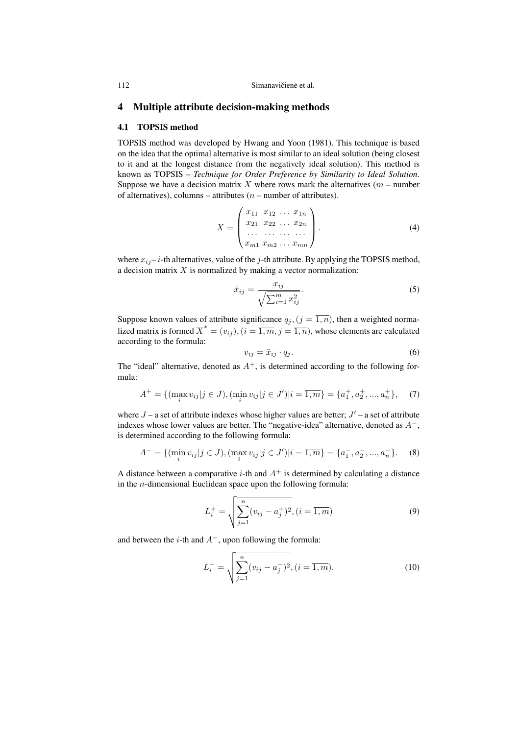## 4 Multiple attribute decision-making methods

### 4.1 TOPSIS method

TOPSIS method was developed by Hwang and Yoon (1981). This technique is based on the idea that the optimal alternative is most similar to an ideal solution (being closest to it and at the longest distance from the negatively ideal solution). This method is known as TOPSIS – *Technique for Order Preference by Similarity to Ideal Solution*. Suppose we have a decision matrix $X$ where rows mark the alternatives ($m$ – number of alternatives), columns – attributes ($n$ – number of attributes).

$$X = \begin{pmatrix} x_{11} & x_{12} & \dots & x_{1n} \\ x_{21} & x_{22} & \dots & x_{2n} \\ \dots & \dots & \dots & \dots \\ x_{m1} & x_{m2} & \dots & x_{mn} \end{pmatrix}. \tag{4}$$

where $x_{ij}$– $i$-th alternatives, value of the $j$-th attribute. By applying the TOPSIS method, a decision matrix $X$ is normalized by making a vector normalization:

$$\bar{x}_{ij} = \frac{x_{ij}}{\sqrt{\sum_{i=1}^{m} x_{ij}^2}}. \tag{5}$$

Suppose known values of attribute significance $q_j, (j = \overline{1,n})$, then a weighted normalized matrix is formed $\overline{X}^* = (v_{ij}), (i = \overline{1,m}, j = \overline{1,n})$, whose elements are calculated according to the formula:

$$v_{ij} = \bar{x}_{ij} \cdot q_j. \tag{6}$$

The "ideal" alternative, denoted as $A^+$, is determined according to the following formula:

$$A^+ = \{(\max_i v_{ij} | j \in J), (\min_i v_{ij} | j \in J') | i = \overline{1,m}\} = \{a_1^+, a_2^+, ..., a_n^+\}, \tag{7}$$

where $J$ – a set of attribute indexes whose higher values are better; $J'$ – a set of attribute indexes whose lower values are better. The "negative-idea" alternative, denoted as $A^-$, is determined according to the following formula:

$$A^- = \{(\min_i v_{ij} | j \in J), (\max_i v_{ij} | j \in J') | i = \overline{1,m}\} = \{a_1^-, a_2^-, ..., a_n^-\}. \tag{8}$$

A distance between a comparative $i$-th and $A^+$ is determined by calculating a distance in the $n$-dimensional Euclidean space upon the following formula:

$$L_i^+ = \sqrt{\sum_{j=1}^{n} (v_{ij} - a_j^+)^2}, (i = \overline{1,m}) \tag{9}$$

and between the $i$-th and $A^-$, upon following the formula:

$$L_i^- = \sqrt{\sum_{j=1}^{n} (v_{ij} - a_j^-)^2}, (i = \overline{1,m}). \tag{10}$$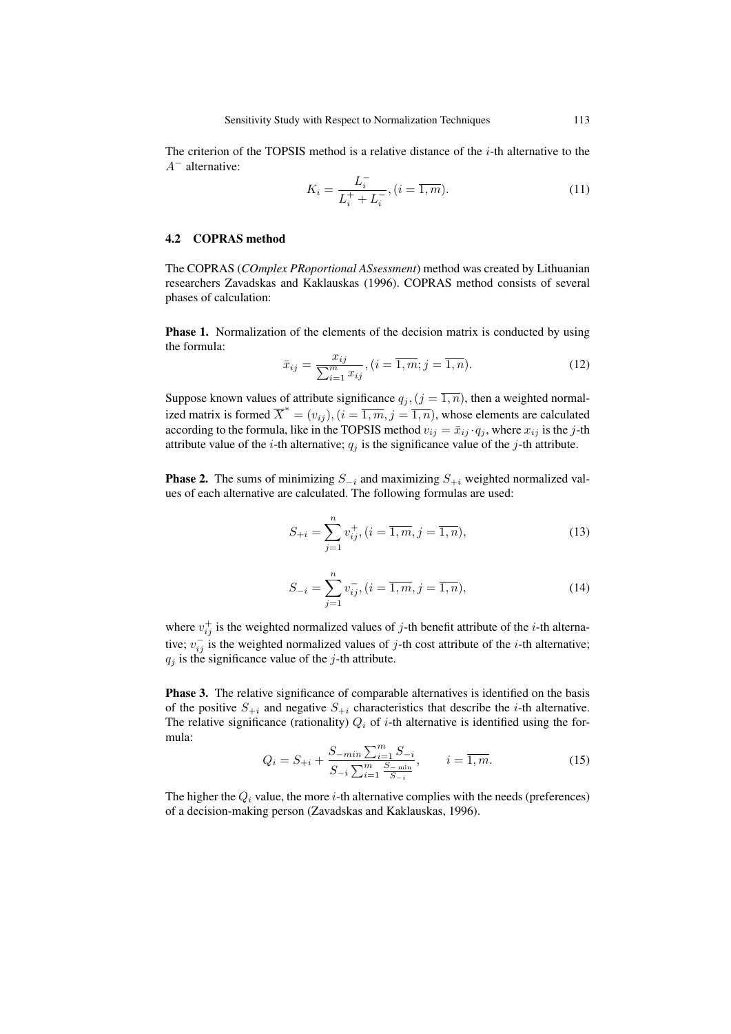The criterion of the TOPSIS method is a relative distance of the $i$-th alternative to the $A^-$ alternative:

$$K_i = \frac{L_i^-}{L_i^+ + L_i^-}, (i = \overline{1, m}). \tag{11}$$

### 4.2 COPRAS method

The COPRAS (*COmplex PRoportional ASsessment*) method was created by Lithuanian researchers Zavadskas and Kaklauskas (1996). COPRAS method consists of several phases of calculation:

**Phase 1.** Normalization of the elements of the decision matrix is conducted by using the formula:

$$\bar{x}_{ij} = \frac{x_{ij}}{\sum_{i=1}^{m} x_{ij}}, (i = \overline{1, m}; j = \overline{1, n}). \tag{12}$$

Suppose known values of attribute significance $q_j, (j = \overline{1, n})$, then a weighted normalized matrix is formed $\overline{X}^* = (v_{ij}), (i = \overline{1, m}, j = \overline{1, n})$, whose elements are calculated according to the formula, like in the TOPSIS method $v_{ij} = \bar{x}_{ij} \cdot q_j$, where $x_{ij}$ is the $j$-th attribute value of the $i$-th alternative; $q_j$ is the significance value of the $j$-th attribute.

**Phase 2.** The sums of minimizing $S_{-i}$ and maximizing $S_{+i}$ weighted normalized values of each alternative are calculated. The following formulas are used:

$$S_{+i} = \sum_{j=1}^{n} v_{ij}^+, (i = \overline{1, m}, j = \overline{1, n}), \tag{13}$$

$$S_{-i} = \sum_{j=1}^{n} v_{ij}^-, (i = \overline{1, m}, j = \overline{1, n}), \tag{14}$$

where $v_{ij}^+$ is the weighted normalized values of $j$-th benefit attribute of the $i$-th alternative; $v_{ij}^-$ is the weighted normalized values of $j$-th cost attribute of the $i$-th alternative; $q_j$ is the significance value of the $j$-th attribute.

**Phase 3.** The relative significance of comparable alternatives is identified on the basis of the positive $S_{+i}$ and negative $S_{+i}$ characteristics that describe the $i$-th alternative. The relative significance (rationality) $Q_i$ of $i$-th alternative is identified using the formula:

$$Q_i = S_{+i} + \frac{S_{-min} \sum_{i=1}^{m} S_{-i}}{S_{-i} \sum_{i=1}^{m} \frac{S_{-\min}}{S_{-i}}}, \qquad i = \overline{1, m}. \tag{15}$$

The higher the $Q_i$ value, the more $i$-th alternative complies with the needs (preferences) of a decision-making person (Zavadskas and Kaklauskas, 1996).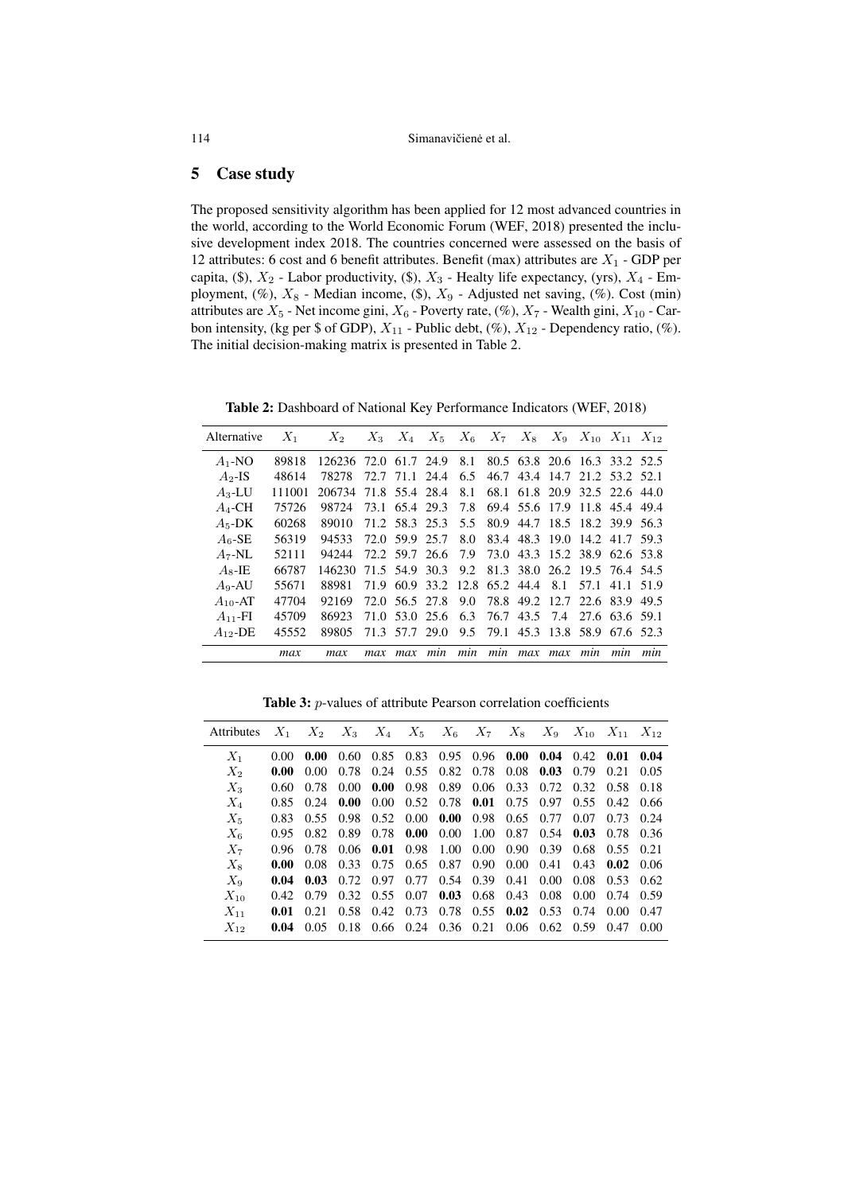## 5 Case study

The proposed sensitivity algorithm has been applied for 12 most advanced countries in the world, according to the World Economic Forum (WEF, 2018) presented the inclusive development index 2018. The countries concerned were assessed on the basis of 12 attributes: 6 cost and 6 benefit attributes. Benefit (max) attributes are $X_1$ - GDP per capita, (\$), $X_2$ - Labor productivity, (\$), $X_3$ - Healty life expectancy, (yrs), $X_4$ - Employment, (%), $X_8$ - Median income, (\$), $X_9$ - Adjusted net saving, (%). Cost (min) attributes are $X_5$ - Net income gini, $X_6$ - Poverty rate, (%), $X_7$ - Wealth gini, $X_{10}$ - Carbon intensity, (kg per \$ of GDP), $X_{11}$ - Public debt, (%), $X_{12}$ - Dependency ratio, (%). The initial decision-making matrix is presented in Table 2.

**Table 2:** Dashboard of National Key Performance Indicators (WEF, 2018)

| Alternative | $X_1$ | $X_2$ | $X_3$ | $X_4$ | $X_5$ | $X_6$ | $X_7$ | $X_8$ | $X_9$ | $X_{10}$ | $X_{11}$ | $X_{12}$ |
|---|---|---|---|---|---|---|---|---|---|---|---|---|
| $A_1$-NO | 89818 | 126236 | 72.0 | 61.7 | 24.9 | 8.1 | 80.5 | 63.8 | 20.6 | 16.3 | 33.2 | 52.5 |
| $A_2$-IS | 48614 | 78278 | 72.7 | 71.1 | 24.4 | 6.5 | 46.7 | 43.4 | 14.7 | 21.2 | 53.2 | 52.1 |
| $A_3$-LU | 111001 | 206734 | 71.8 | 55.4 | 28.4 | 8.1 | 68.1 | 61.8 | 20.9 | 32.5 | 22.6 | 44.0 |
| $A_4$-CH | 75726 | 98724 | 73.1 | 65.4 | 29.3 | 7.8 | 69.4 | 55.6 | 17.9 | 11.8 | 45.4 | 49.4 |
| $A_5$-DK | 60268 | 89010 | 71.2 | 58.3 | 25.3 | 5.5 | 80.9 | 44.7 | 18.5 | 18.2 | 39.9 | 56.3 |
| $A_6$-SE | 56319 | 94533 | 72.0 | 59.9 | 25.7 | 8.0 | 83.4 | 48.3 | 19.0 | 14.2 | 41.7 | 59.3 |
| $A_7$-NL | 52111 | 94244 | 72.2 | 59.7 | 26.6 | 7.9 | 73.0 | 43.3 | 15.2 | 38.9 | 62.6 | 53.8 |
| $A_8$-IE | 66787 | 146230 | 71.5 | 54.9 | 30.3 | 9.2 | 81.3 | 38.0 | 26.2 | 19.5 | 76.4 | 54.5 |
| $A_9$-AU | 55671 | 88981 | 71.9 | 60.9 | 33.2 | 12.8 | 65.2 | 44.4 | 8.1 | 57.1 | 41.1 | 51.9 |
| $A_{10}$-AT | 47704 | 92169 | 72.0 | 56.5 | 27.8 | 9.0 | 78.8 | 49.2 | 12.7 | 22.6 | 83.9 | 49.5 |
| $A_{11}$-FI | 45709 | 86923 | 71.0 | 53.0 | 25.6 | 6.3 | 76.7 | 43.5 | 7.4 | 27.6 | 63.6 | 59.1 |
| $A_{12}$-DE | 45552 | 89805 | 71.3 | 57.7 | 29.0 | 9.5 | 79.1 | 45.3 | 13.8 | 58.9 | 67.6 | 52.3 |
| | *max* | *max* | *max* | *max* | *min* | *min* | *min* | *max* | *max* | *min* | *min* | *min* |

**Table 3:** $p$-values of attribute Pearson correlation coefficients

| Attributes | $X_1$ | $X_2$ | $X_3$ | $X_4$ | $X_5$ | $X_6$ | $X_7$ | $X_8$ | $X_9$ | $X_{10}$ | $X_{11}$ | $X_{12}$ |
|---|---|---|---|---|---|---|---|---|---|---|---|---|
| $X_1$ | 0.00 | **0.00** | 0.60 | 0.85 | 0.83 | 0.95 | 0.96 | **0.00** | **0.04** | 0.42 | **0.01** | **0.04** |
| $X_2$ | **0.00** | 0.00 | 0.78 | 0.24 | 0.55 | 0.82 | 0.78 | 0.08 | **0.03** | 0.79 | 0.21 | 0.05 |
| $X_3$ | 0.60 | 0.78 | 0.00 | **0.00** | 0.98 | 0.89 | 0.06 | 0.33 | 0.72 | 0.32 | 0.58 | 0.18 |
| $X_4$ | 0.85 | 0.24 | **0.00** | 0.00 | 0.52 | 0.78 | **0.01** | 0.75 | 0.97 | 0.55 | 0.42 | 0.66 |
| $X_5$ | 0.83 | 0.55 | 0.98 | 0.52 | 0.00 | **0.00** | 0.98 | 0.65 | 0.77 | 0.07 | 0.73 | 0.24 |
| $X_6$ | 0.95 | 0.82 | 0.89 | 0.78 | **0.00** | 0.00 | 1.00 | 0.87 | 0.54 | **0.03** | 0.78 | 0.36 |
| $X_7$ | 0.96 | 0.78 | 0.06 | **0.01** | 0.98 | 1.00 | 0.00 | 0.90 | 0.39 | 0.68 | 0.55 | 0.21 |
| $X_8$ | **0.00** | 0.08 | 0.33 | 0.75 | 0.65 | 0.87 | 0.90 | 0.00 | 0.41 | 0.43 | **0.02** | 0.06 |
| $X_9$ | **0.04** | **0.03** | 0.72 | 0.97 | 0.77 | 0.54 | 0.39 | 0.41 | 0.00 | 0.08 | 0.53 | 0.62 |
| $X_{10}$ | 0.42 | 0.79 | 0.32 | 0.55 | 0.07 | **0.03** | 0.68 | 0.43 | 0.08 | 0.00 | 0.74 | 0.59 |
| $X_{11}$ | **0.01** | 0.21 | 0.58 | 0.42 | 0.73 | 0.78 | 0.55 | **0.02** | 0.53 | 0.74 | 0.00 | 0.47 |
| $X_{12}$ | **0.04** | 0.05 | 0.18 | 0.66 | 0.24 | 0.36 | 0.21 | 0.06 | 0.62 | 0.59 | 0.47 | 0.00 |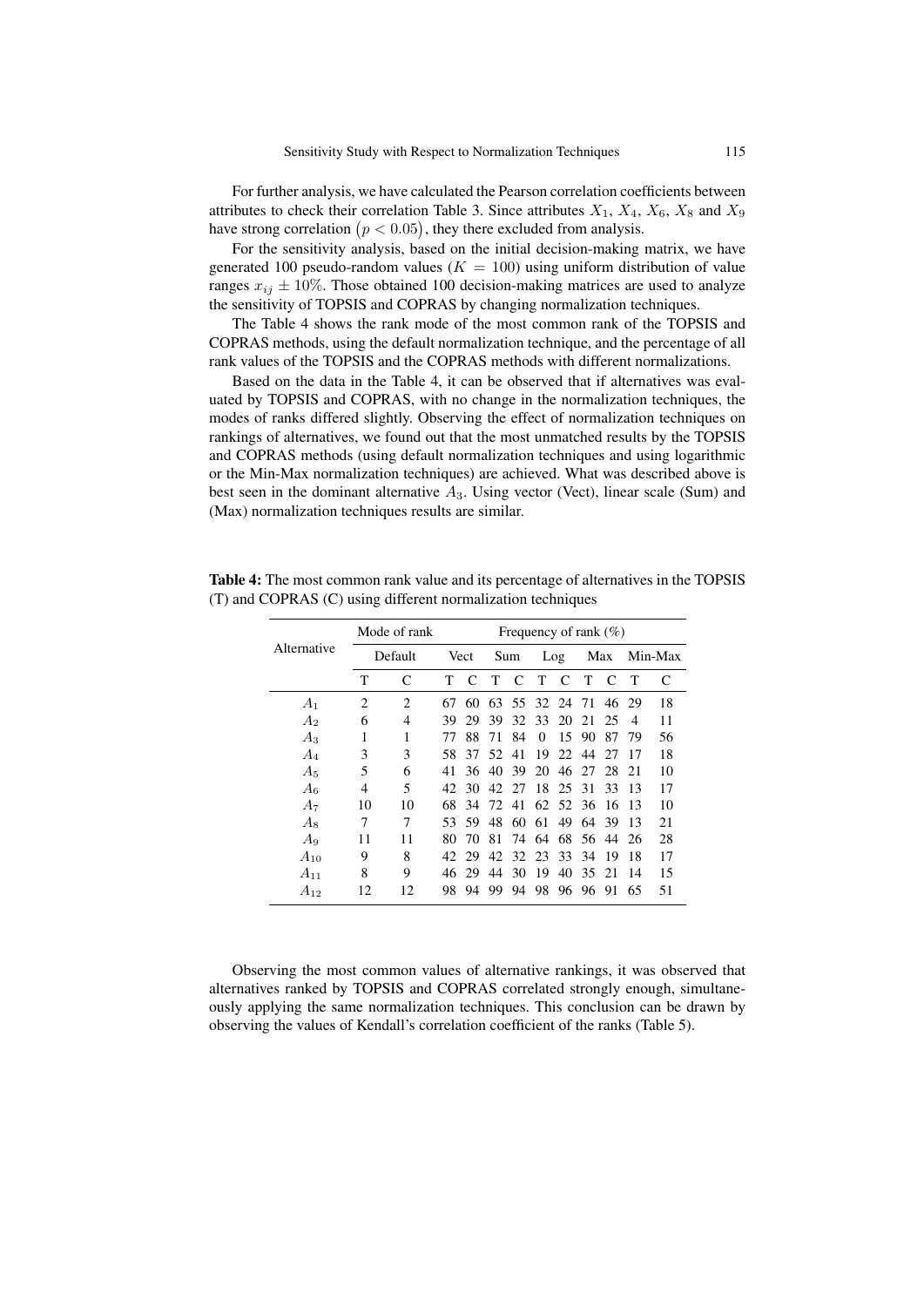For further analysis, we have calculated the Pearson correlation coefficients between attributes to check their correlation Table 3. Since attributes $X_1$, $X_4$, $X_6$, $X_8$ and $X_9$ have strong correlation $\left(p < 0.05\right)$, they there excluded from analysis.

For the sensitivity analysis, based on the initial decision-making matrix, we have generated 100 pseudo-random values ($K = 100$) using uniform distribution of value ranges $x_{ij} \pm 10\%$. Those obtained 100 decision-making matrices are used to analyze the sensitivity of TOPSIS and COPRAS by changing normalization techniques.

The Table 4 shows the rank mode of the most common rank of the TOPSIS and COPRAS methods, using the default normalization technique, and the percentage of all rank values of the TOPSIS and the COPRAS methods with different normalizations.

Based on the data in the Table 4, it can be observed that if alternatives was evaluated by TOPSIS and COPRAS, with no change in the normalization techniques, the modes of ranks differed slightly. Observing the effect of normalization techniques on rankings of alternatives, we found out that the most unmatched results by the TOPSIS and COPRAS methods (using default normalization techniques and using logarithmic or the Min-Max normalization techniques) are achieved. What was described above is best seen in the dominant alternative $A_3$. Using vector (Vect), linear scale (Sum) and (Max) normalization techniques results are similar.

**Table 4:** The most common rank value and its percentage of alternatives in the TOPSIS (T) and COPRAS (C) using different normalization techniques

| Alternative | Mode of rank | | Frequency of rank (%) | | | | | | | | | |
|---|---|---|---|---|---|---|---|---|---|---|---|---|
| | Default | | Vect | | Sum | | Log | | Max | | Min-Max | |
| | T | C | T | C | T | C | T | C | T | C | T | C |
| $A_1$ | 2 | 2 | 67 | 60 | 63 | 55 | 32 | 24 | 71 | 46 | 29 | 18 |
| $A_2$ | 6 | 4 | 39 | 29 | 39 | 32 | 33 | 20 | 21 | 25 | 4 | 11 |
| $A_3$ | 1 | 1 | 77 | 88 | 71 | 84 | 0 | 15 | 90 | 87 | 79 | 56 |
| $A_4$ | 3 | 3 | 58 | 37 | 52 | 41 | 19 | 22 | 44 | 27 | 17 | 18 |
| $A_5$ | 5 | 6 | 41 | 36 | 40 | 39 | 20 | 46 | 27 | 28 | 21 | 10 |
| $A_6$ | 4 | 5 | 42 | 30 | 42 | 27 | 18 | 25 | 31 | 33 | 13 | 17 |
| $A_7$ | 10 | 10 | 68 | 34 | 72 | 41 | 62 | 52 | 36 | 16 | 13 | 10 |
| $A_8$ | 7 | 7 | 53 | 59 | 48 | 60 | 61 | 49 | 64 | 39 | 13 | 21 |
| $A_9$ | 11 | 11 | 80 | 70 | 81 | 74 | 64 | 68 | 56 | 44 | 26 | 28 |
| $A_{10}$ | 9 | 8 | 42 | 29 | 42 | 32 | 23 | 33 | 34 | 19 | 18 | 17 |
| $A_{11}$ | 8 | 9 | 46 | 29 | 44 | 30 | 19 | 40 | 35 | 21 | 14 | 15 |
| $A_{12}$ | 12 | 12 | 98 | 94 | 99 | 94 | 98 | 96 | 96 | 91 | 65 | 51 |

Observing the most common values of alternative rankings, it was observed that alternatives ranked by TOPSIS and COPRAS correlated strongly enough, simultaneously applying the same normalization techniques. This conclusion can be drawn by observing the values of Kendall's correlation coefficient of the ranks (Table 5).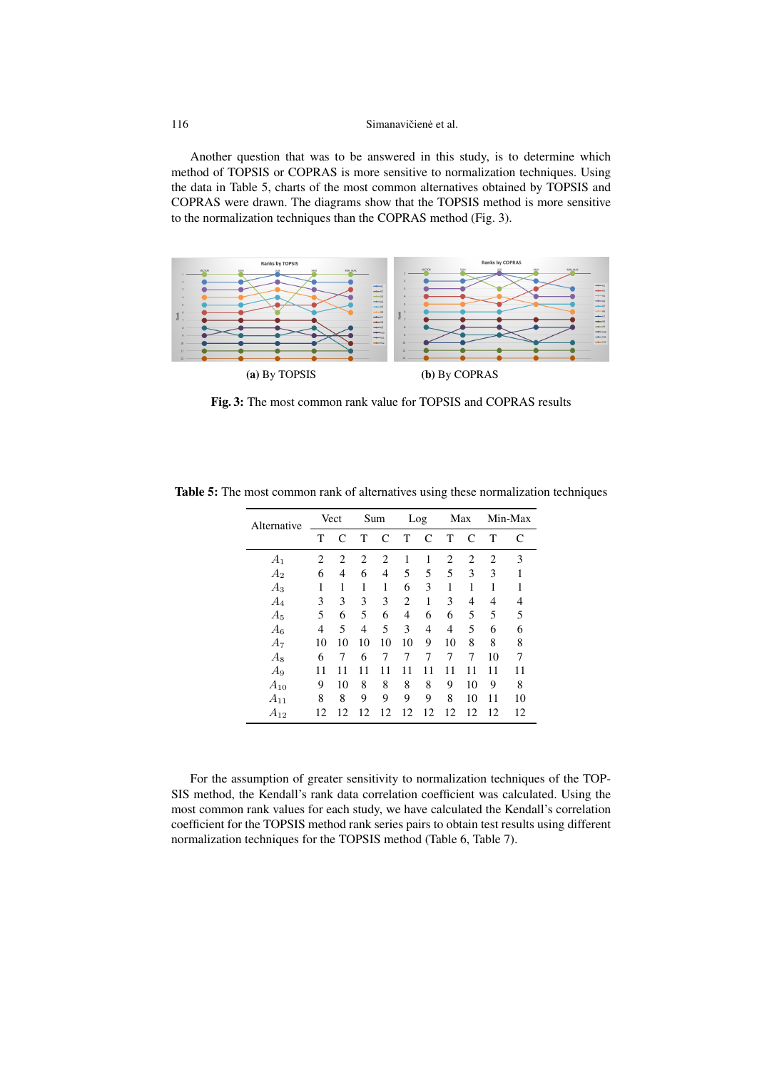Another question that was to be answered in this study, is to determine which method of TOPSIS or COPRAS is more sensitive to normalization techniques. Using the data in Table 5, charts of the most common alternatives obtained by TOPSIS and COPRAS were drawn. The diagrams show that the TOPSIS method is more sensitive to the normalization techniques than the COPRAS method (Fig. 3).

Ranks by TOPSIS

(a) By TOPSIS

Ranks by COPRAS

(b) By COPRAS

**Fig. 3:** The most common rank value for TOPSIS and COPRAS results

**Table 5:** The most common rank of alternatives using these normalization techniques

| Alternative | Vect | | Sum | | Log | | Max | | Min-Max | |
|---|---|---|---|---|---|---|---|---|---|---|
| | T | C | T | C | T | C | T | C | T | C |
| $A_1$ | 2 | 2 | 2 | 2 | 1 | 1 | 2 | 2 | 2 | 3 |
| $A_2$ | 6 | 4 | 6 | 4 | 5 | 5 | 5 | 3 | 3 | 1 |
| $A_3$ | 1 | 1 | 1 | 1 | 6 | 3 | 1 | 1 | 1 | 1 |
| $A_4$ | 3 | 3 | 3 | 3 | 2 | 1 | 3 | 4 | 4 | 4 |
| $A_5$ | 5 | 6 | 5 | 6 | 4 | 6 | 6 | 5 | 5 | 5 |
| $A_6$ | 4 | 5 | 4 | 5 | 3 | 4 | 4 | 5 | 6 | 6 |
| $A_7$ | 10 | 10 | 10 | 10 | 10 | 9 | 10 | 8 | 8 | 8 |
| $A_8$ | 6 | 7 | 6 | 7 | 7 | 7 | 7 | 7 | 10 | 7 |
| $A_9$ | 11 | 11 | 11 | 11 | 11 | 11 | 11 | 11 | 11 | 11 |
| $A_{10}$ | 9 | 10 | 8 | 8 | 8 | 8 | 9 | 10 | 9 | 8 |
| $A_{11}$ | 8 | 8 | 9 | 9 | 9 | 9 | 8 | 10 | 11 | 10 |
| $A_{12}$ | 12 | 12 | 12 | 12 | 12 | 12 | 12 | 12 | 12 | 12 |

For the assumption of greater sensitivity to normalization techniques of the TOPSIS method, the Kendall's rank data correlation coefficient was calculated. Using the most common rank values for each study, we have calculated the Kendall's correlation coefficient for the TOPSIS method rank series pairs to obtain test results using different normalization techniques for the TOPSIS method (Table 6, Table 7).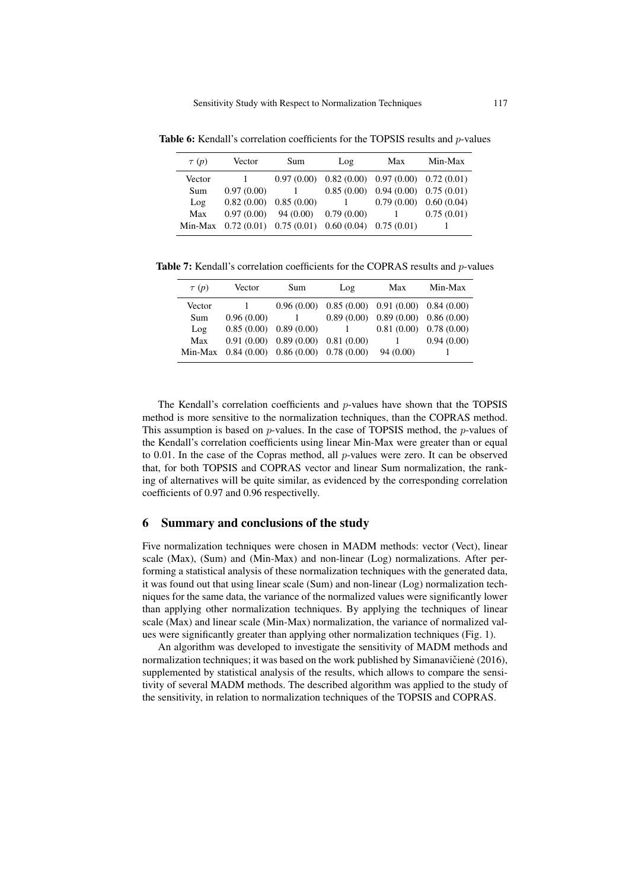**Table 6:** Kendall's correlation coefficients for the TOPSIS results and $p$-values

| $\tau$ ($p$) | Vector | Sum | Log | Max | Min-Max |
|---|---|---|---|---|---|
| Vector | 1 | 0.97 (0.00) | 0.82 (0.00) | 0.97 (0.00) | 0.72 (0.01) |
| Sum | 0.97 (0.00) | 1 | 0.85 (0.00) | 0.94 (0.00) | 0.75 (0.01) |
| Log | 0.82 (0.00) | 0.85 (0.00) | 1 | 0.79 (0.00) | 0.60 (0.04) |
| Max | 0.97 (0.00) | 94 (0.00) | 0.79 (0.00) | 1 | 0.75 (0.01) |
| Min-Max | 0.72 (0.01) | 0.75 (0.01) | 0.60 (0.04) | 0.75 (0.01) | 1 |

**Table 7:** Kendall's correlation coefficients for the COPRAS results and $p$-values

| $\tau$ ($p$) | Vector | Sum | Log | Max | Min-Max |
|---|---|---|---|---|---|
| Vector | 1 | 0.96 (0.00) | 0.85 (0.00) | 0.91 (0.00) | 0.84 (0.00) |
| Sum | 0.96 (0.00) | 1 | 0.89 (0.00) | 0.89 (0.00) | 0.86 (0.00) |
| Log | 0.85 (0.00) | 0.89 (0.00) | 1 | 0.81 (0.00) | 0.78 (0.00) |
| Max | 0.91 (0.00) | 0.89 (0.00) | 0.81 (0.00) | 1 | 0.94 (0.00) |
| Min-Max | 0.84 (0.00) | 0.86 (0.00) | 0.78 (0.00) | 94 (0.00) | 1 |

The Kendall's correlation coefficients and $p$-values have shown that the TOPSIS method is more sensitive to the normalization techniques, than the COPRAS method. This assumption is based on $p$-values. In the case of TOPSIS method, the $p$-values of the Kendall's correlation coefficients using linear Min-Max were greater than or equal to 0.01. In the case of the Copras method, all $p$-values were zero. It can be observed that, for both TOPSIS and COPRAS vector and linear Sum normalization, the ranking of alternatives will be quite similar, as evidenced by the corresponding correlation coefficients of 0.97 and 0.96 respectivelly.

## 6 Summary and conclusions of the study

Five normalization techniques were chosen in MADM methods: vector (Vect), linear scale (Max), (Sum) and (Min-Max) and non-linear (Log) normalizations. After performing a statistical analysis of these normalization techniques with the generated data, it was found out that using linear scale (Sum) and non-linear (Log) normalization techniques for the same data, the variance of the normalized values were significantly lower than applying other normalization techniques. By applying the techniques of linear scale (Max) and linear scale (Min-Max) normalization, the variance of normalized values were significantly greater than applying other normalization techniques (Fig. 1).

An algorithm was developed to investigate the sensitivity of MADM methods and normalization techniques; it was based on the work published by Simanavičienė (2016), supplemented by statistical analysis of the results, which allows to compare the sensitivity of several MADM methods. The described algorithm was applied to the study of the sensitivity, in relation to normalization techniques of the TOPSIS and COPRAS.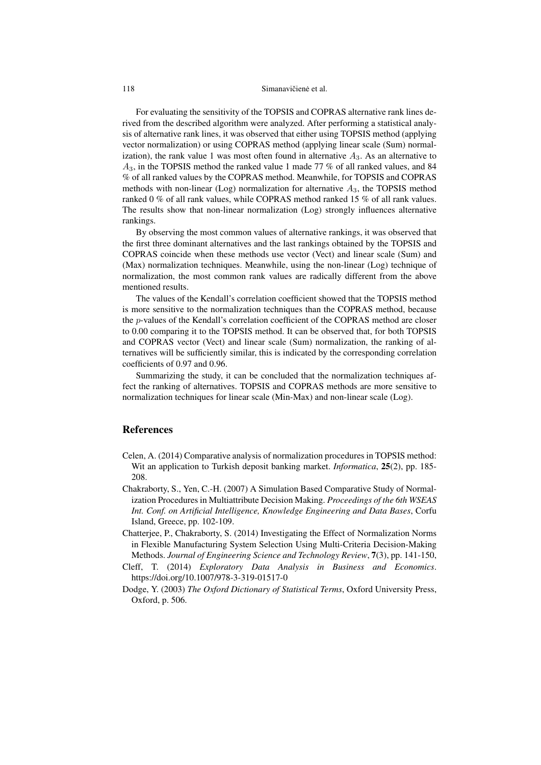For evaluating the sensitivity of the TOPSIS and COPRAS alternative rank lines derived from the described algorithm were analyzed. After performing a statistical analysis of alternative rank lines, it was observed that either using TOPSIS method (applying vector normalization) or using COPRAS method (applying linear scale (Sum) normalization), the rank value 1 was most often found in alternative $A_3$. As an alternative to $A_3$, in the TOPSIS method the ranked value 1 made 77 % of all ranked values, and 84 % of all ranked values by the COPRAS method. Meanwhile, for TOPSIS and COPRAS methods with non-linear (Log) normalization for alternative $A_3$, the TOPSIS method ranked 0 % of all rank values, while COPRAS method ranked 15 % of all rank values. The results show that non-linear normalization (Log) strongly influences alternative rankings.

By observing the most common values of alternative rankings, it was observed that the first three dominant alternatives and the last rankings obtained by the TOPSIS and COPRAS coincide when these methods use vector (Vect) and linear scale (Sum) and (Max) normalization techniques. Meanwhile, using the non-linear (Log) technique of normalization, the most common rank values are radically different from the above mentioned results.

The values of the Kendall's correlation coefficient showed that the TOPSIS method is more sensitive to the normalization techniques than the COPRAS method, because the $p$-values of the Kendall's correlation coefficient of the COPRAS method are closer to 0.00 comparing it to the TOPSIS method. It can be observed that, for both TOPSIS and COPRAS vector (Vect) and linear scale (Sum) normalization, the ranking of alternatives will be sufficiently similar, this is indicated by the corresponding correlation coefficients of 0.97 and 0.96.

Summarizing the study, it can be concluded that the normalization techniques affect the ranking of alternatives. TOPSIS and COPRAS methods are more sensitive to normalization techniques for linear scale (Min-Max) and non-linear scale (Log).

## References

Celen, A. (2014) Comparative analysis of normalization procedures in TOPSIS method: Wit an application to Turkish deposit banking market. *Informatica*, **25**(2), pp. 185-208.

Chakraborty, S., Yen, C.-H. (2007) A Simulation Based Comparative Study of Normalization Procedures in Multiattribute Decision Making. *Proceedings of the 6th WSEAS Int. Conf. on Artificial Intelligence, Knowledge Engineering and Data Bases*, Corfu Island, Greece, pp. 102-109.

Chatterjee, P., Chakraborty, S. (2014) Investigating the Effect of Normalization Norms in Flexible Manufacturing System Selection Using Multi-Criteria Decision-Making Methods. *Journal of Engineering Science and Technology Review*, **7**(3), pp. 141-150,

Cleff, T. (2014) *Exploratory Data Analysis in Business and Economics*. https://doi.org/10.1007/978-3-319-01517-0

Dodge, Y. (2003) *The Oxford Dictionary of Statistical Terms*, Oxford University Press, Oxford, p. 506.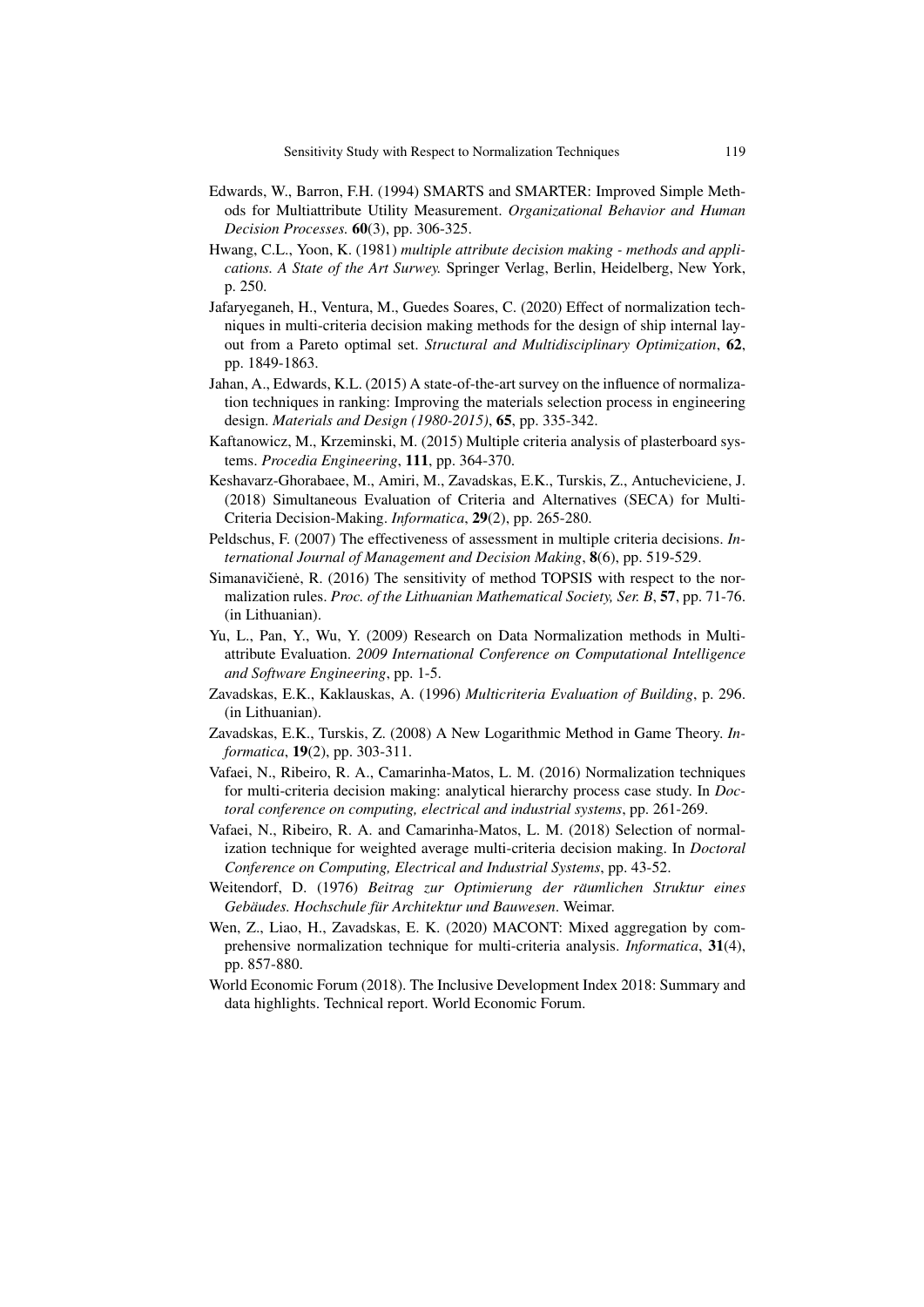Edwards, W., Barron, F.H. (1994) SMARTS and SMARTER: Improved Simple Methods for Multiattribute Utility Measurement. *Organizational Behavior and Human Decision Processes.* **60**(3), pp. 306-325.

Hwang, C.L., Yoon, K. (1981) *multiple attribute decision making - methods and applications. A State of the Art Surwey.* Springer Verlag, Berlin, Heidelberg, New York, p. 250.

Jafaryeganeh, H., Ventura, M., Guedes Soares, C. (2020) Effect of normalization techniques in multi-criteria decision making methods for the design of ship internal layout from a Pareto optimal set. *Structural and Multidisciplinary Optimization*, **62**, pp. 1849-1863.

Jahan, A., Edwards, K.L. (2015) A state-of-the-art survey on the influence of normalization techniques in ranking: Improving the materials selection process in engineering design. *Materials and Design (1980-2015)*, **65**, pp. 335-342.

Kaftanowicz, M., Krzeminski, M. (2015) Multiple criteria analysis of plasterboard systems. *Procedia Engineering*, **111**, pp. 364-370.

Keshavarz-Ghorabaee, M., Amiri, M., Zavadskas, E.K., Turskis, Z., Antucheviciene, J. (2018) Simultaneous Evaluation of Criteria and Alternatives (SECA) for Multi-Criteria Decision-Making. *Informatica*, **29**(2), pp. 265-280.

Peldschus, F. (2007) The effectiveness of assessment in multiple criteria decisions. *International Journal of Management and Decision Making*, **8**(6), pp. 519-529.

Simanavičienė, R. (2016) The sensitivity of method TOPSIS with respect to the normalization rules. *Proc. of the Lithuanian Mathematical Society, Ser. B*, **57**, pp. 71-76. (in Lithuanian).

Yu, L., Pan, Y., Wu, Y. (2009) Research on Data Normalization methods in Multi-attribute Evaluation. *2009 International Conference on Computational Intelligence and Software Engineering*, pp. 1-5.

Zavadskas, E.K., Kaklauskas, A. (1996) *Multicriteria Evaluation of Building*, p. 296. (in Lithuanian).

Zavadskas, E.K., Turskis, Z. (2008) A New Logarithmic Method in Game Theory. *Informatica*, **19**(2), pp. 303-311.

Vafaei, N., Ribeiro, R. A., Camarinha-Matos, L. M. (2016) Normalization techniques for multi-criteria decision making: analytical hierarchy process case study. In *Doctoral conference on computing, electrical and industrial systems*, pp. 261-269.

Vafaei, N., Ribeiro, R. A. and Camarinha-Matos, L. M. (2018) Selection of normalization technique for weighted average multi-criteria decision making. In *Doctoral Conference on Computing, Electrical and Industrial Systems*, pp. 43-52.

Weitendorf, D. (1976) *Beitrag zur Optimierung der räumlichen Struktur eines Gebäudes. Hochschule für Architektur und Bauwesen*. Weimar.

Wen, Z., Liao, H., Zavadskas, E. K. (2020) MACONT: Mixed aggregation by comprehensive normalization technique for multi-criteria analysis. *Informatica*, **31**(4), pp. 857-880.

World Economic Forum (2018). The Inclusive Development Index 2018: Summary and data highlights. Technical report. World Economic Forum.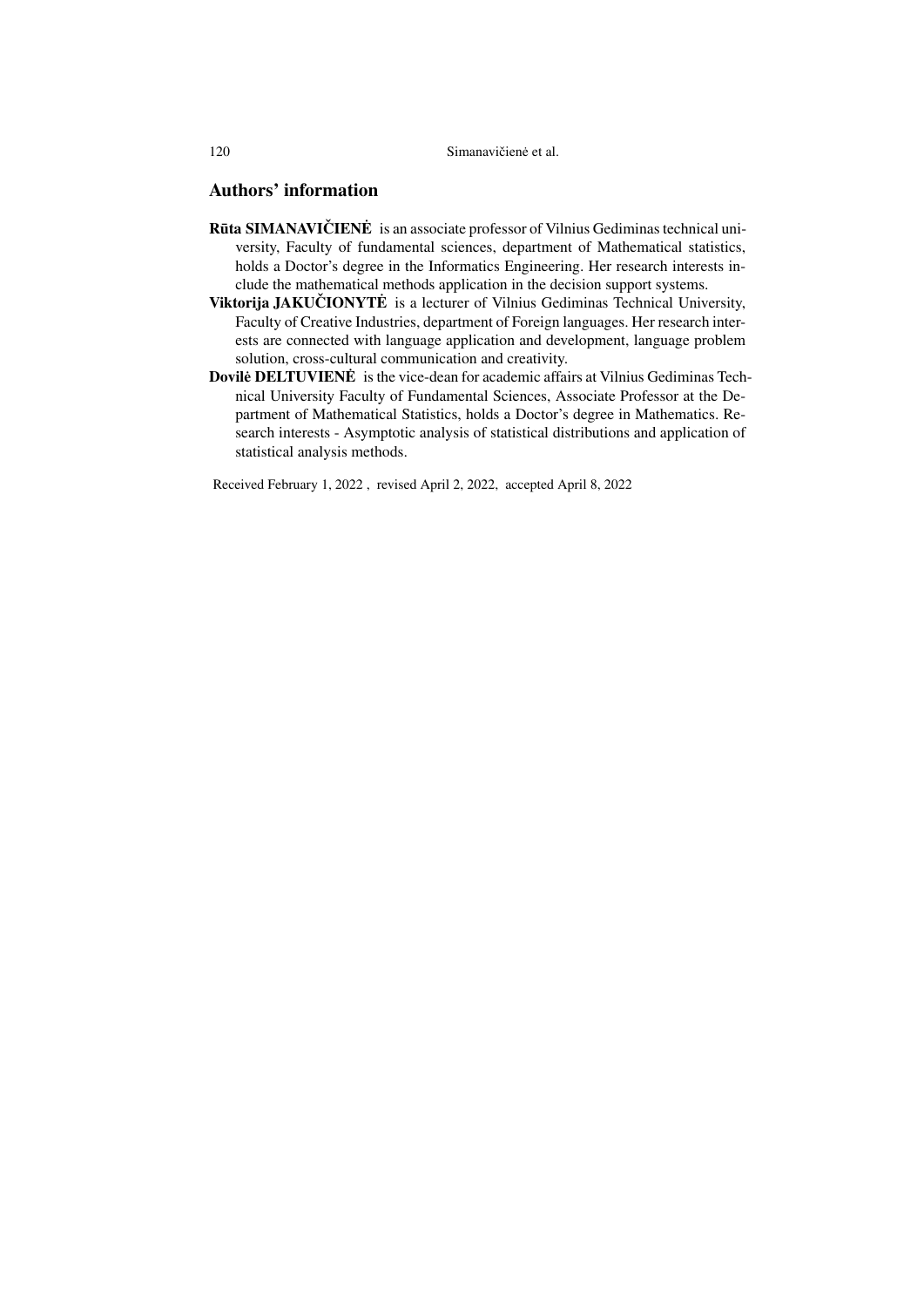## Authors' information

**Rūta SIMANAVIČIENĖ** is an associate professor of Vilnius Gediminas technical university, Faculty of fundamental sciences, department of Mathematical statistics, holds a Doctor's degree in the Informatics Engineering. Her research interests include the mathematical methods application in the decision support systems.

**Viktorija JAKUČIONYTĖ** is a lecturer of Vilnius Gediminas Technical University, Faculty of Creative Industries, department of Foreign languages. Her research interests are connected with language application and development, language problem solution, cross-cultural communication and creativity.

**Dovilė DELTUVIENĖ** is the vice-dean for academic affairs at Vilnius Gediminas Technical University Faculty of Fundamental Sciences, Associate Professor at the Department of Mathematical Statistics, holds a Doctor's degree in Mathematics. Research interests - Asymptotic analysis of statistical distributions and application of statistical analysis methods.

Received February 1, 2022 , revised April 2, 2022, accepted April 8, 2022